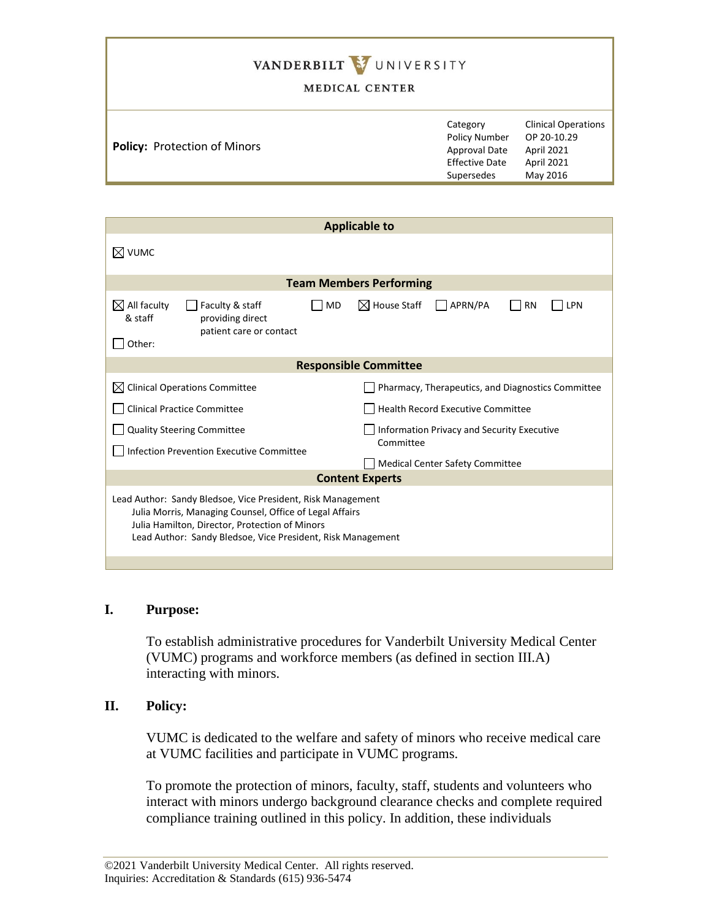# VANDERBILT UNIVERSITY MEDICAL CENTER

| **Policy:** Protection of Minors | Category | Clinical Operations |
|---|---|---|
| | Policy Number | OP 20-10.29 |
| | Approval Date | April 2021 |
| | Effective Date | April 2021 |
| | Supersedes | May 2016 |

**Applicable to**

☒ VUMC

**Team Members Performing**

☒ All faculty & staff ☐ Faculty & staff providing direct patient care or contact ☐ MD ☒ House Staff ☐ APRN/PA ☐ RN ☐ LPN

☐ Other:

**Responsible Committee**

☒ Clinical Operations Committee
☐ Clinical Practice Committee
☐ Quality Steering Committee
☐ Infection Prevention Executive Committee
☐ Pharmacy, Therapeutics, and Diagnostics Committee
☐ Health Record Executive Committee
☐ Information Privacy and Security Executive Committee
☐ Medical Center Safety Committee

**Content Experts**

Lead Author: Sandy Bledsoe, Vice President, Risk Management
Julia Morris, Managing Counsel, Office of Legal Affairs
Julia Hamilton, Director, Protection of Minors
Lead Author: Sandy Bledsoe, Vice President, Risk Management

## I. Purpose:

To establish administrative procedures for Vanderbilt University Medical Center (VUMC) programs and workforce members (as defined in section III.A) interacting with minors.

## II. Policy:

VUMC is dedicated to the welfare and safety of minors who receive medical care at VUMC facilities and participate in VUMC programs.

To promote the protection of minors, faculty, staff, students and volunteers who interact with minors undergo background clearance checks and complete required compliance training outlined in this policy. In addition, these individuals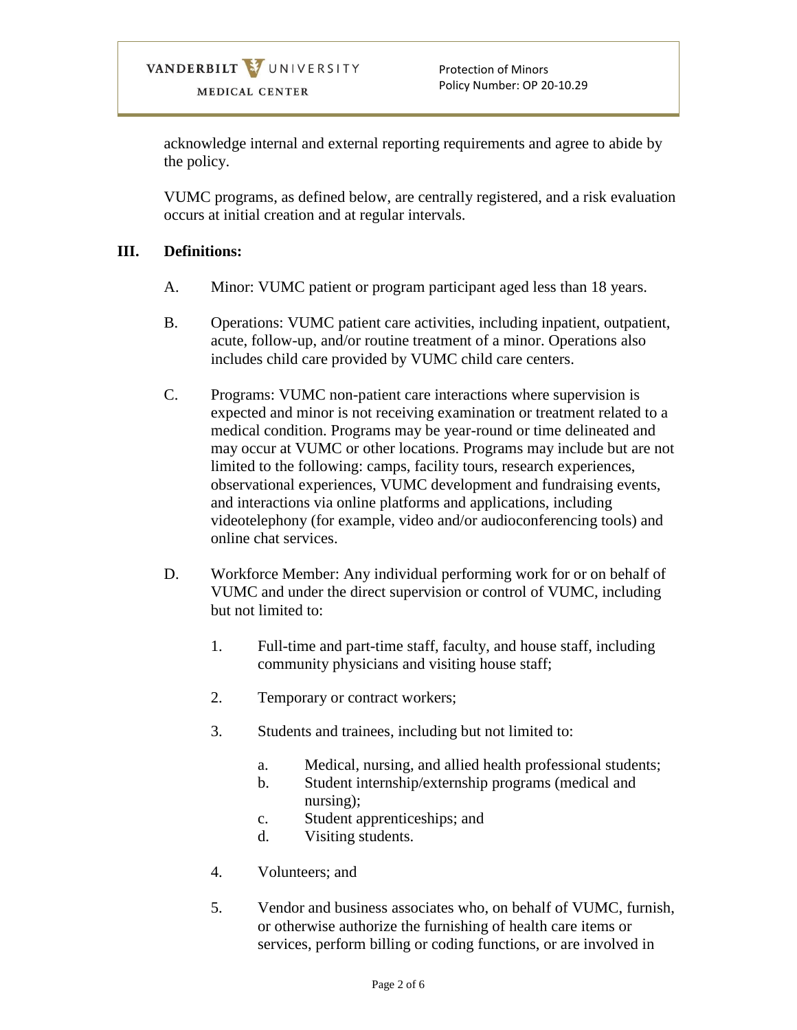acknowledge internal and external reporting requirements and agree to abide by the policy.

VUMC programs, as defined below, are centrally registered, and a risk evaluation occurs at initial creation and at regular intervals.

## III. Definitions:

A. Minor: VUMC patient or program participant aged less than 18 years.

B. Operations: VUMC patient care activities, including inpatient, outpatient, acute, follow-up, and/or routine treatment of a minor. Operations also includes child care provided by VUMC child care centers.

C. Programs: VUMC non-patient care interactions where supervision is expected and minor is not receiving examination or treatment related to a medical condition. Programs may be year-round or time delineated and may occur at VUMC or other locations. Programs may include but are not limited to the following: camps, facility tours, research experiences, observational experiences, VUMC development and fundraising events, and interactions via online platforms and applications, including videotelephony (for example, video and/or audioconferencing tools) and online chat services.

D. Workforce Member: Any individual performing work for or on behalf of VUMC and under the direct supervision or control of VUMC, including but not limited to:

1. Full-time and part-time staff, faculty, and house staff, including community physicians and visiting house staff;

2. Temporary or contract workers;

3. Students and trainees, including but not limited to:

    a. Medical, nursing, and allied health professional students;
    b. Student internship/externship programs (medical and nursing);
    c. Student apprenticeships; and
    d. Visiting students.

4. Volunteers; and

5. Vendor and business associates who, on behalf of VUMC, furnish, or otherwise authorize the furnishing of health care items or services, perform billing or coding functions, or are involved in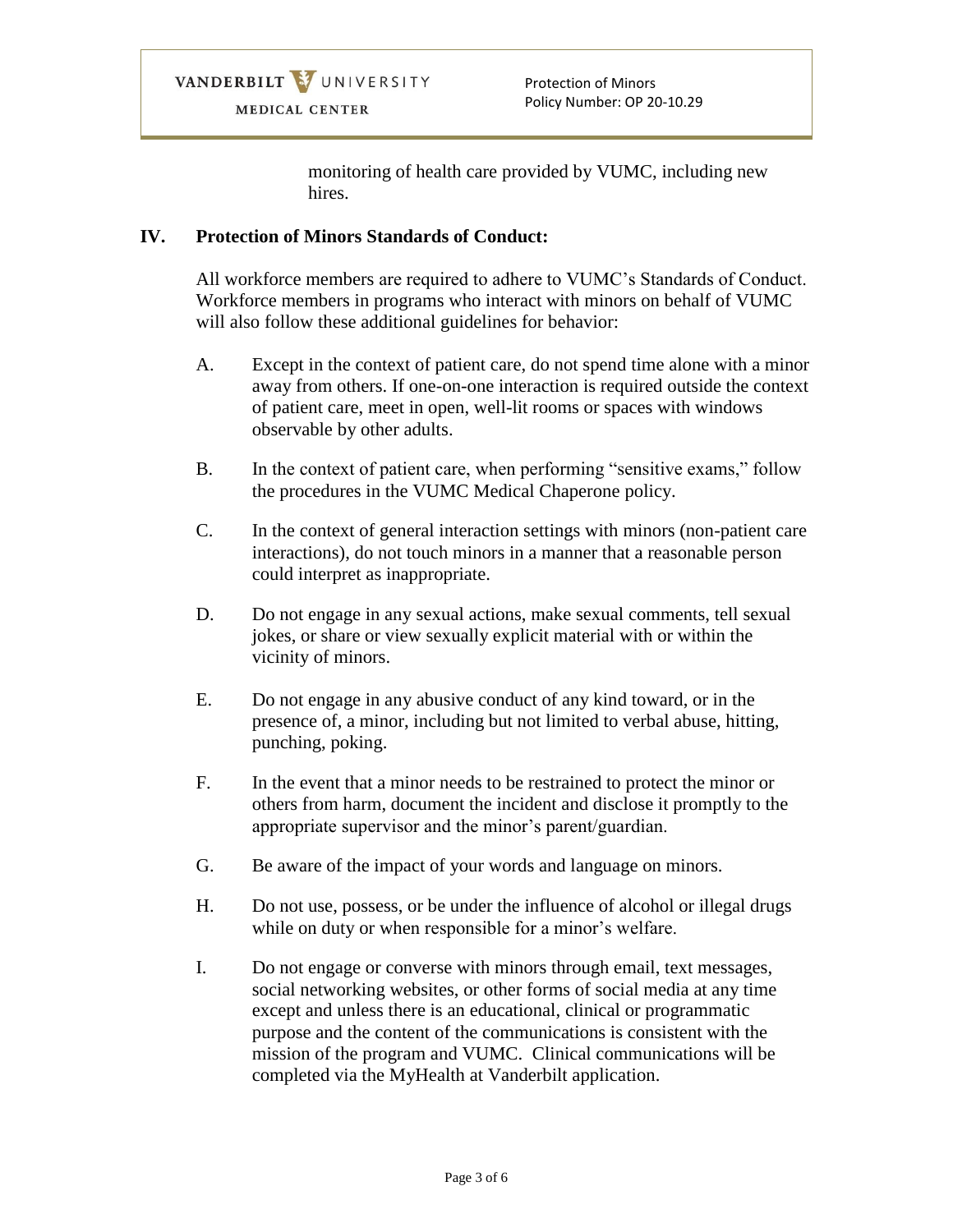monitoring of health care provided by VUMC, including new hires.

## IV. Protection of Minors Standards of Conduct:

All workforce members are required to adhere to VUMC's Standards of Conduct. Workforce members in programs who interact with minors on behalf of VUMC will also follow these additional guidelines for behavior:

A. Except in the context of patient care, do not spend time alone with a minor away from others. If one-on-one interaction is required outside the context of patient care, meet in open, well-lit rooms or spaces with windows observable by other adults.

B. In the context of patient care, when performing "sensitive exams," follow the procedures in the VUMC Medical Chaperone policy.

C. In the context of general interaction settings with minors (non-patient care interactions), do not touch minors in a manner that a reasonable person could interpret as inappropriate.

D. Do not engage in any sexual actions, make sexual comments, tell sexual jokes, or share or view sexually explicit material with or within the vicinity of minors.

E. Do not engage in any abusive conduct of any kind toward, or in the presence of, a minor, including but not limited to verbal abuse, hitting, punching, poking.

F. In the event that a minor needs to be restrained to protect the minor or others from harm, document the incident and disclose it promptly to the appropriate supervisor and the minor's parent/guardian.

G. Be aware of the impact of your words and language on minors.

H. Do not use, possess, or be under the influence of alcohol or illegal drugs while on duty or when responsible for a minor's welfare.

I. Do not engage or converse with minors through email, text messages, social networking websites, or other forms of social media at any time except and unless there is an educational, clinical or programmatic purpose and the content of the communications is consistent with the mission of the program and VUMC. Clinical communications will be completed via the MyHealth at Vanderbilt application.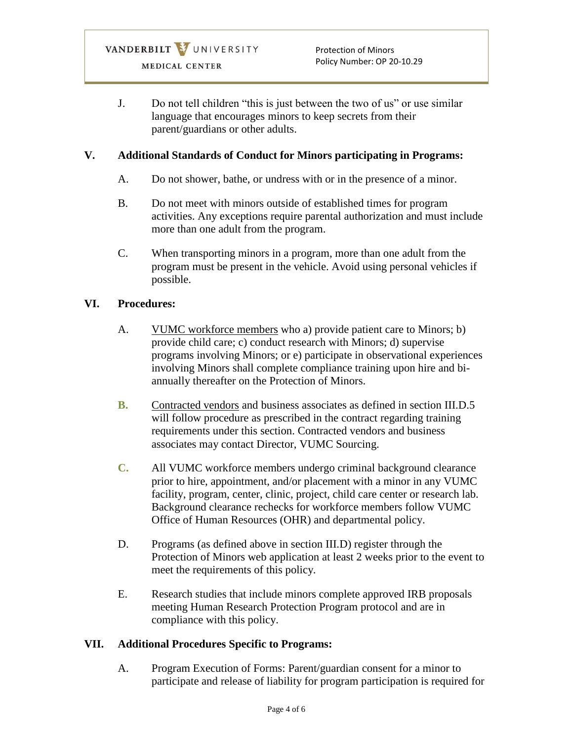J. Do not tell children "this is just between the two of us" or use similar language that encourages minors to keep secrets from their parent/guardians or other adults.

## V. Additional Standards of Conduct for Minors participating in Programs:

A. Do not shower, bathe, or undress with or in the presence of a minor.

B. Do not meet with minors outside of established times for program activities. Any exceptions require parental authorization and must include more than one adult from the program.

C. When transporting minors in a program, more than one adult from the program must be present in the vehicle. Avoid using personal vehicles if possible.

## VI. Procedures:

A. VUMC workforce members who a) provide patient care to Minors; b) provide child care; c) conduct research with Minors; d) supervise programs involving Minors; or e) participate in observational experiences involving Minors shall complete compliance training upon hire and bi-annually thereafter on the Protection of Minors.

B. Contracted vendors and business associates as defined in section III.D.5 will follow procedure as prescribed in the contract regarding training requirements under this section. Contracted vendors and business associates may contact Director, VUMC Sourcing.

C. All VUMC workforce members undergo criminal background clearance prior to hire, appointment, and/or placement with a minor in any VUMC facility, program, center, clinic, project, child care center or research lab. Background clearance rechecks for workforce members follow VUMC Office of Human Resources (OHR) and departmental policy.

D. Programs (as defined above in section III.D) register through the Protection of Minors web application at least 2 weeks prior to the event to meet the requirements of this policy.

E. Research studies that include minors complete approved IRB proposals meeting Human Research Protection Program protocol and are in compliance with this policy.

## VII. Additional Procedures Specific to Programs:

A. Program Execution of Forms: Parent/guardian consent for a minor to participate and release of liability for program participation is required for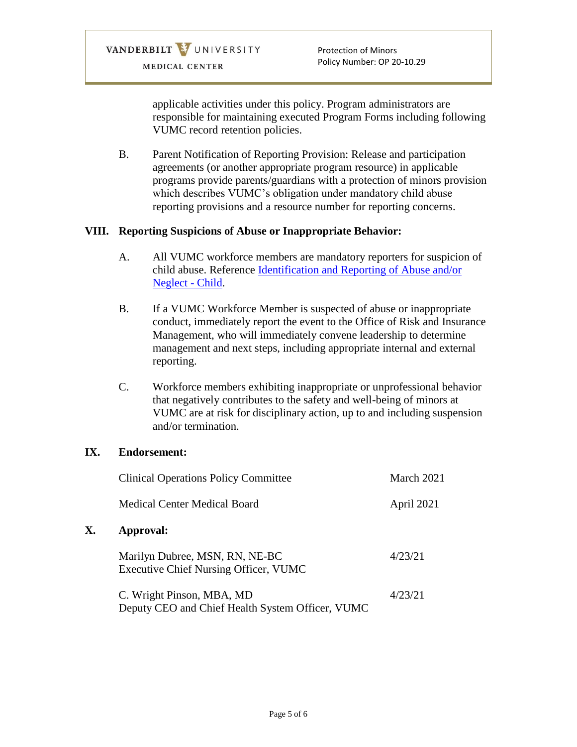applicable activities under this policy. Program administrators are responsible for maintaining executed Program Forms including following VUMC record retention policies.

B. Parent Notification of Reporting Provision: Release and participation agreements (or another appropriate program resource) in applicable programs provide parents/guardians with a protection of minors provision which describes VUMC's obligation under mandatory child abuse reporting provisions and a resource number for reporting concerns.

## VIII. Reporting Suspicions of Abuse or Inappropriate Behavior:

A. All VUMC workforce members are mandatory reporters for suspicion of child abuse. Reference Identification and Reporting of Abuse and/or Neglect - Child.

B. If a VUMC Workforce Member is suspected of abuse or inappropriate conduct, immediately report the event to the Office of Risk and Insurance Management, who will immediately convene leadership to determine management and next steps, including appropriate internal and external reporting.

C. Workforce members exhibiting inappropriate or unprofessional behavior that negatively contributes to the safety and well-being of minors at VUMC are at risk for disciplinary action, up to and including suspension and/or termination.

## IX. Endorsement:

| | |
|---|---|
| Clinical Operations Policy Committee | March 2021 |
| Medical Center Medical Board | April 2021 |

## X. Approval:

| | |
|---|---|
| Marilyn Dubree, MSN, RN, NE-BC<br>Executive Chief Nursing Officer, VUMC | 4/23/21 |
| C. Wright Pinson, MBA, MD<br>Deputy CEO and Chief Health System Officer, VUMC | 4/23/21 |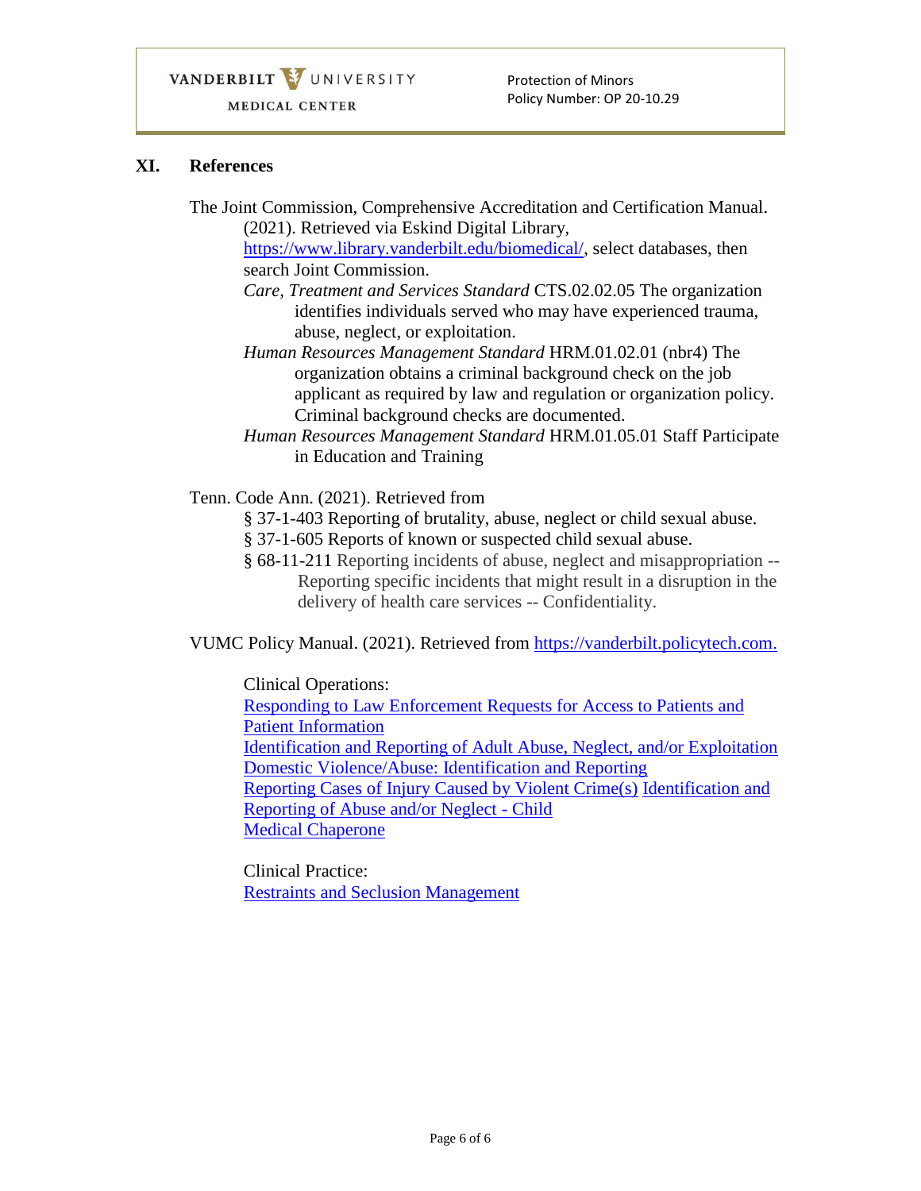## XI. References

The Joint Commission, Comprehensive Accreditation and Certification Manual. (2021). Retrieved via Eskind Digital Library, https://www.library.vanderbilt.edu/biomedical/, select databases, then search Joint Commission.

*Care, Treatment and Services Standard* CTS.02.02.05 The organization identifies individuals served who may have experienced trauma, abuse, neglect, or exploitation.

*Human Resources Management Standard* HRM.01.02.01 (nbr4) The organization obtains a criminal background check on the job applicant as required by law and regulation or organization policy. Criminal background checks are documented.

*Human Resources Management Standard* HRM.01.05.01 Staff Participate in Education and Training

Tenn. Code Ann. (2021). Retrieved from

§ 37-1-403 Reporting of brutality, abuse, neglect or child sexual abuse.

§ 37-1-605 Reports of known or suspected child sexual abuse.

§ 68-11-211 Reporting incidents of abuse, neglect and misappropriation -- Reporting specific incidents that might result in a disruption in the delivery of health care services -- Confidentiality.

VUMC Policy Manual. (2021). Retrieved from https://vanderbilt.policytech.com.

Clinical Operations:

Responding to Law Enforcement Requests for Access to Patients and Patient Information

Identification and Reporting of Adult Abuse, Neglect, and/or Exploitation

Domestic Violence/Abuse: Identification and Reporting

Reporting Cases of Injury Caused by Violent Crime(s)

Identification and Reporting of Abuse and/or Neglect - Child

Medical Chaperone

Clinical Practice:

Restraints and Seclusion Management